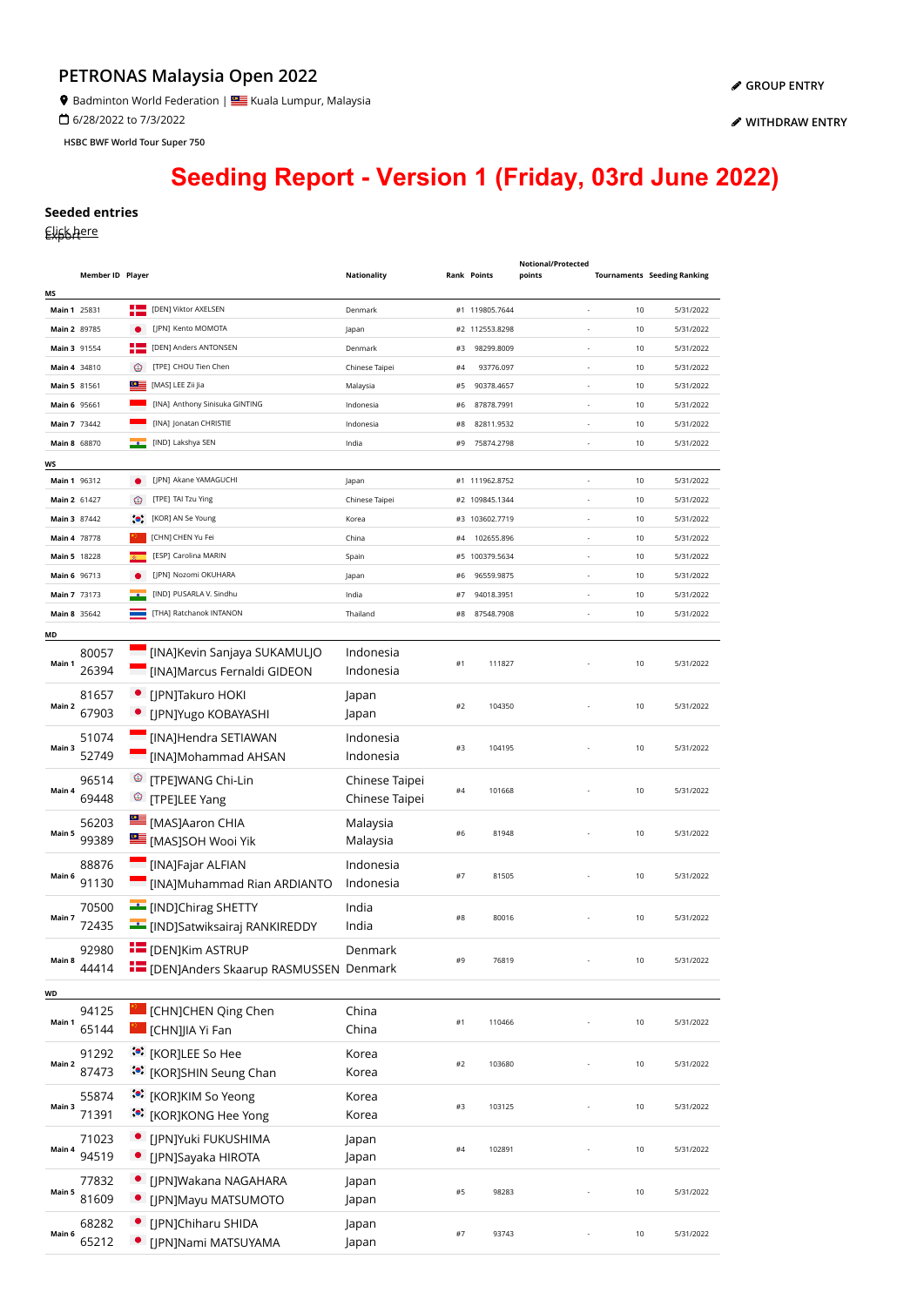## PETRONAS Malaysia Open 2022

Badminton World Federation | Kuala Lumpur, Malaysia

6/28/2022 to 7/3/2022

HSBC BWF World Tour Super 750

GROUP ENTRY

WITHDRAW ENTRY

# Seeding Report - Version 1 (Friday, 03rd June 2022)

### Seeded entries

Click here
Export

| | Member ID | Player | Nationality | Rank | Points | Notional/Protected points | Tournaments | Seeding Ranking |
|---|---|---|---|---|---|---|---|---|
| **MS** | | | | | | | | |
| Main 1 | 25831 | [DEN] Viktor AXELSEN | Denmark | #1 | 119805.7644 | - | 10 | 5/31/2022 |
| Main 2 | 89785 | [JPN] Kento MOMOTA | Japan | #2 | 112553.8298 | - | 10 | 5/31/2022 |
| Main 3 | 91554 | [DEN] Anders ANTONSEN | Denmark | #3 | 98299.8009 | - | 10 | 5/31/2022 |
| Main 4 | 34810 | [TPE] CHOU Tien Chen | Chinese Taipei | #4 | 93776.097 | - | 10 | 5/31/2022 |
| Main 5 | 81561 | [MAS] LEE Zii Jia | Malaysia | #5 | 90378.4657 | - | 10 | 5/31/2022 |
| Main 6 | 95661 | [INA] Anthony Sinisuka GINTING | Indonesia | #6 | 87878.7991 | - | 10 | 5/31/2022 |
| Main 7 | 73442 | [INA] Jonatan CHRISTIE | Indonesia | #8 | 82811.9532 | - | 10 | 5/31/2022 |
| Main 8 | 68870 | [IND] Lakshya SEN | India | #9 | 75874.2798 | - | 10 | 5/31/2022 |
| **WS** | | | | | | | | |
| Main 1 | 96312 | [JPN] Akane YAMAGUCHI | Japan | #1 | 111962.8752 | - | 10 | 5/31/2022 |
| Main 2 | 61427 | [TPE] TAI Tzu Ying | Chinese Taipei | #2 | 109845.1344 | - | 10 | 5/31/2022 |
| Main 3 | 87442 | [KOR] AN Se Young | Korea | #3 | 103602.7719 | - | 10 | 5/31/2022 |
| Main 4 | 78778 | [CHN] CHEN Yu Fei | China | #4 | 102655.896 | - | 10 | 5/31/2022 |
| Main 5 | 18228 | [ESP] Carolina MARIN | Spain | #5 | 100379.5634 | - | 10 | 5/31/2022 |
| Main 6 | 96713 | [JPN] Nozomi OKUHARA | Japan | #6 | 96559.9875 | - | 10 | 5/31/2022 |
| Main 7 | 73173 | [IND] PUSARLA V. Sindhu | India | #7 | 94018.3951 | - | 10 | 5/31/2022 |
| Main 8 | 35642 | [THA] Ratchanok INTANON | Thailand | #8 | 87548.7908 | - | 10 | 5/31/2022 |
| **MD** | | | | | | | | |
| Main 1 | 80057<br>26394 | [INA]Kevin Sanjaya SUKAMULJO<br>[INA]Marcus Fernaldi GIDEON | Indonesia<br>Indonesia | #1 | 111827 | - | 10 | 5/31/2022 |
| Main 2 | 81657<br>67903 | [JPN]Takuro HOKI<br>[JPN]Yugo KOBAYASHI | Japan<br>Japan | #2 | 104350 | - | 10 | 5/31/2022 |
| Main 3 | 51074<br>52749 | [INA]Hendra SETIAWAN<br>[INA]Mohammad AHSAN | Indonesia<br>Indonesia | #3 | 104195 | - | 10 | 5/31/2022 |
| Main 4 | 96514<br>69448 | [TPE]WANG Chi-Lin<br>[TPE]LEE Yang | Chinese Taipei<br>Chinese Taipei | #4 | 101668 | - | 10 | 5/31/2022 |
| Main 5 | 56203<br>99389 | [MAS]Aaron CHIA<br>[MAS]SOH Wooi Yik | Malaysia<br>Malaysia | #6 | 81948 | - | 10 | 5/31/2022 |
| Main 6 | 88876<br>91130 | [INA]Fajar ALFIAN<br>[INA]Muhammad Rian ARDIANTO | Indonesia<br>Indonesia | #7 | 81505 | - | 10 | 5/31/2022 |
| Main 7 | 70500<br>72435 | [IND]Chirag SHETTY<br>[IND]Satwiksairaj RANKIREDDY | India<br>India | #8 | 80016 | - | 10 | 5/31/2022 |
| Main 8 | 92980<br>44414 | [DEN]Kim ASTRUP<br>[DEN]Anders Skaarup RASMUSSEN | Denmark<br>Denmark | #9 | 76819 | - | 10 | 5/31/2022 |
| **WD** | | | | | | | | |
| Main 1 | 94125<br>65144 | [CHN]CHEN Qing Chen<br>[CHN]JIA Yi Fan | China<br>China | #1 | 110466 | - | 10 | 5/31/2022 |
| Main 2 | 91292<br>87473 | [KOR]LEE So Hee<br>[KOR]SHIN Seung Chan | Korea<br>Korea | #2 | 103680 | - | 10 | 5/31/2022 |
| Main 3 | 55874<br>71391 | [KOR]KIM So Yeong<br>[KOR]KONG Hee Yong | Korea<br>Korea | #3 | 103125 | - | 10 | 5/31/2022 |
| Main 4 | 71023<br>94519 | [JPN]Yuki FUKUSHIMA<br>[JPN]Sayaka HIROTA | Japan<br>Japan | #4 | 102891 | - | 10 | 5/31/2022 |
| Main 5 | 77832<br>81609 | [JPN]Wakana NAGAHARA<br>[JPN]Mayu MATSUMOTO | Japan<br>Japan | #5 | 98283 | - | 10 | 5/31/2022 |
| Main 6 | 68282<br>65212 | [JPN]Chiharu SHIDA<br>[JPN]Nami MATSUYAMA | Japan<br>Japan | #7 | 93743 | - | 10 | 5/31/2022 |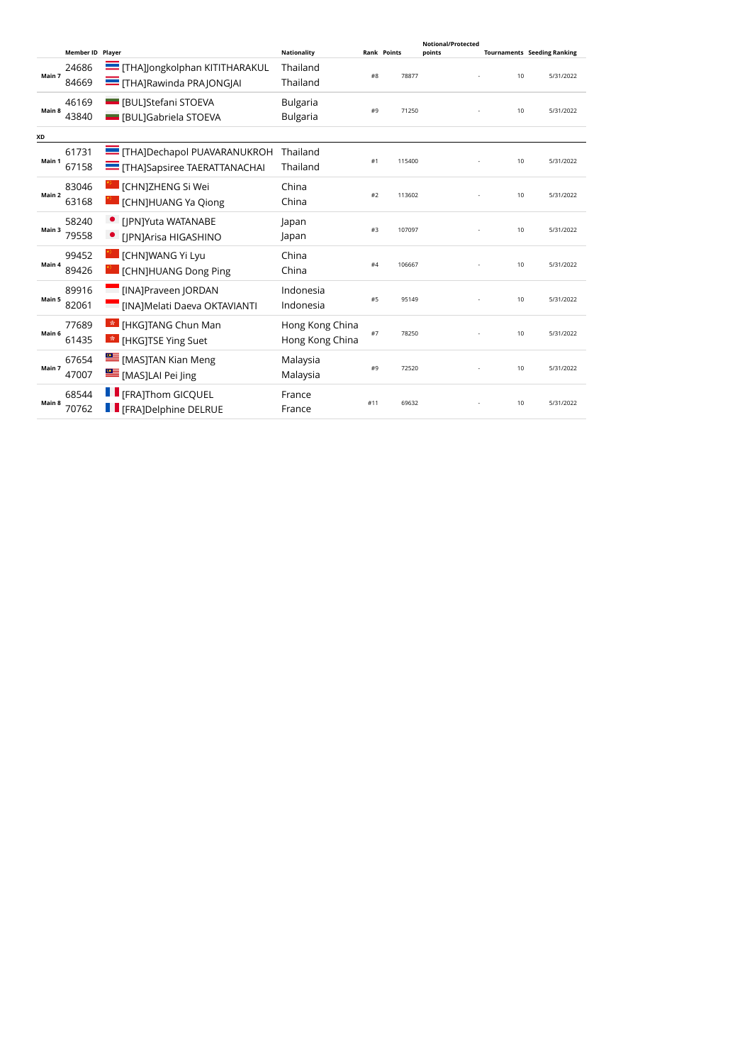| | Member ID | Player | Nationality | Rank | Points | Notional/Protected points | Tournaments | Seeding Ranking |
|---|---|---|---|---|---|---|---|---|
| Main 7 | 24686<br>84669 | [THA]Jongkolphan KITITHARAKUL<br>[THA]Rawinda PRAJONGJAI | Thailand<br>Thailand | #8 | 78877 | - | 10 | 5/31/2022 |
| Main 8 | 46169<br>43840 | [BUL]Stefani STOEVA<br>[BUL]Gabriela STOEVA | Bulgaria<br>Bulgaria | #9 | 71250 | - | 10 | 5/31/2022 |

**XD**

| | Member ID | Player | Nationality | Rank | Points | Notional/Protected points | Tournaments | Seeding Ranking |
|---|---|---|---|---|---|---|---|---|
| Main 1 | 61731<br>67158 | [THA]Dechapol PUAVARANUKROH<br>[THA]Sapsiree TAERATTANACHAI | Thailand<br>Thailand | #1 | 115400 | - | 10 | 5/31/2022 |
| Main 2 | 83046<br>63168 | [CHN]ZHENG Si Wei<br>[CHN]HUANG Ya Qiong | China<br>China | #2 | 113602 | - | 10 | 5/31/2022 |
| Main 3 | 58240<br>79558 | [JPN]Yuta WATANABE<br>[JPN]Arisa HIGASHINO | Japan<br>Japan | #3 | 107097 | - | 10 | 5/31/2022 |
| Main 4 | 99452<br>89426 | [CHN]WANG Yi Lyu<br>[CHN]HUANG Dong Ping | China<br>China | #4 | 106667 | - | 10 | 5/31/2022 |
| Main 5 | 89916<br>82061 | [INA]Praveen JORDAN<br>[INA]Melati Daeva OKTAVIANTI | Indonesia<br>Indonesia | #5 | 95149 | - | 10 | 5/31/2022 |
| Main 6 | 77689<br>61435 | [HKG]TANG Chun Man<br>[HKG]TSE Ying Suet | Hong Kong China<br>Hong Kong China | #7 | 78250 | - | 10 | 5/31/2022 |
| Main 7 | 67654<br>47007 | [MAS]TAN Kian Meng<br>[MAS]LAI Pei Jing | Malaysia<br>Malaysia | #9 | 72520 | - | 10 | 5/31/2022 |
| Main 8 | 68544<br>70762 | [FRA]Thom GICQUEL<br>[FRA]Delphine DELRUE | France<br>France | #11 | 69632 | - | 10 | 5/31/2022 |